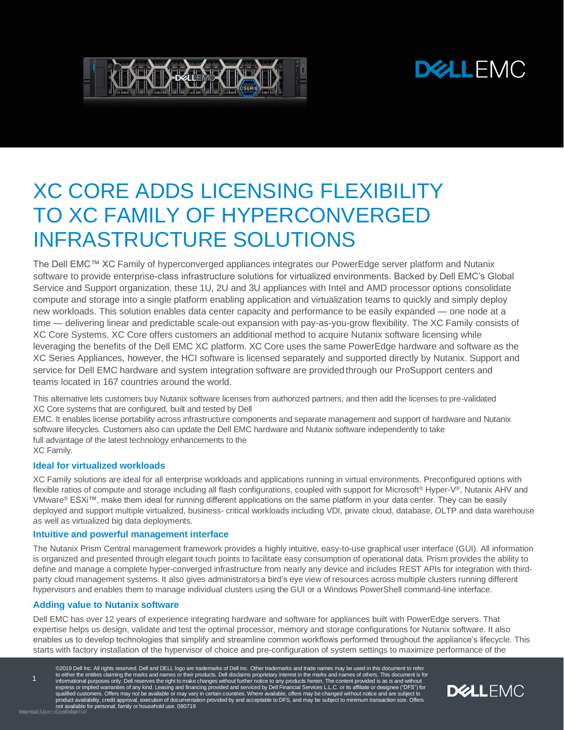# XC CORE ADDS LICENSING FLEXIBILITY TO XC FAMILY OF HYPERCONVERGED INFRASTRUCTURE SOLUTIONS

The Dell EMC™ XC Family of hyperconverged appliances integrates our PowerEdge server platform and Nutanix software to provide enterprise-class infrastructure solutions for virtualized environments. Backed by Dell EMC's Global Service and Support organization, these 1U, 2U and 3U appliances with Intel and AMD processor options consolidate compute and storage into a single platform enabling application and virtualization teams to quickly and simply deploy new workloads. This solution enables data center capacity and performance to be easily expanded — one node at a time — delivering linear and predictable scale-out expansion with pay-as-you-grow flexibility. The XC Family consists of XC Core Systems. XC Core offers customers an additional method to acquire Nutanix software licensing while leveraging the benefits of the Dell EMC XC platform. XC Core uses the same PowerEdge hardware and software as the XC Series Appliances, however, the HCI software is licensed separately and supported directly by Nutanix. Support and service for Dell EMC hardware and system integration software are provided through our ProSupport centers and teams located in 167 countries around the world.

This alternative lets customers buy Nutanix software licenses from authorized partners, and then add the licenses to pre-validated XC Core systems that are configured, built and tested by Dell EMC. It enables license portability across infrastructure components and separate management and support of hardware and Nutanix software lifecycles. Customers also can update the Dell EMC hardware and Nutanix software independently to take full advantage of the latest technology enhancements to the XC Family.

### Ideal for virtualized workloads

XC Family solutions are ideal for all enterprise workloads and applications running in virtual environments. Preconfigured options with flexible ratios of compute and storage including all flash configurations, coupled with support for Microsoft® Hyper-V®, Nutanix AHV and VMware® ESXi™, make them ideal for running different applications on the same platform in your data center. They can be easily deployed and support multiple virtualized, business- critical workloads including VDI, private cloud, database, OLTP and data warehouse as well as virtualized big data deployments.

### Intuitive and powerful management interface

The Nutanix Prism Central management framework provides a highly intuitive, easy-to-use graphical user interface (GUI). All information is organized and presented through elegant touch points to facilitate easy consumption of operational data. Prism provides the ability to define and manage a complete hyper-converged infrastructure from nearly any device and includes REST APIs for integration with third-party cloud management systems. It also gives administrators a bird's eye view of resources across multiple clusters running different hypervisors and enables them to manage individual clusters using the GUI or a Windows PowerShell command-line interface.

### Adding value to Nutanix software

Dell EMC has over 12 years of experience integrating hardware and software for appliances built with PowerEdge servers. That expertise helps us design, validate and test the optimal processor, memory and storage configurations for Nutanix software. It also enables us to develop technologies that simplify and streamline common workflows performed throughout the appliance's lifecycle. This starts with factory installation of the hypervisor of choice and pre-configuration of system settings to maximize performance of the

©2019 Dell Inc. All rights reserved. Dell and DELL logo are trademarks of Dell Inc. Other trademarks and trade names may be used in this document to refer to either the entities claiming the marks and names or their products. Dell disclaims proprietary interest in the marks and names of others. This document is for informational purposes only. Dell reserves the right to make changes without further notice to any products herein. The content provided is as is and without express or implied warranties of any kind. Leasing and financing provided and serviced by Dell Financial Services L.L.C. or its affiliate or designee ("DFS") for qualified customers. Offers may not be available or may vary in certain countries. Where available, offers may be changed without notice and are subject to product availability, credit approval, execution of documentation provided by and acceptable to DFS, and may be subject to minimum transaction size. Offers not available for personal, family or household use. 080719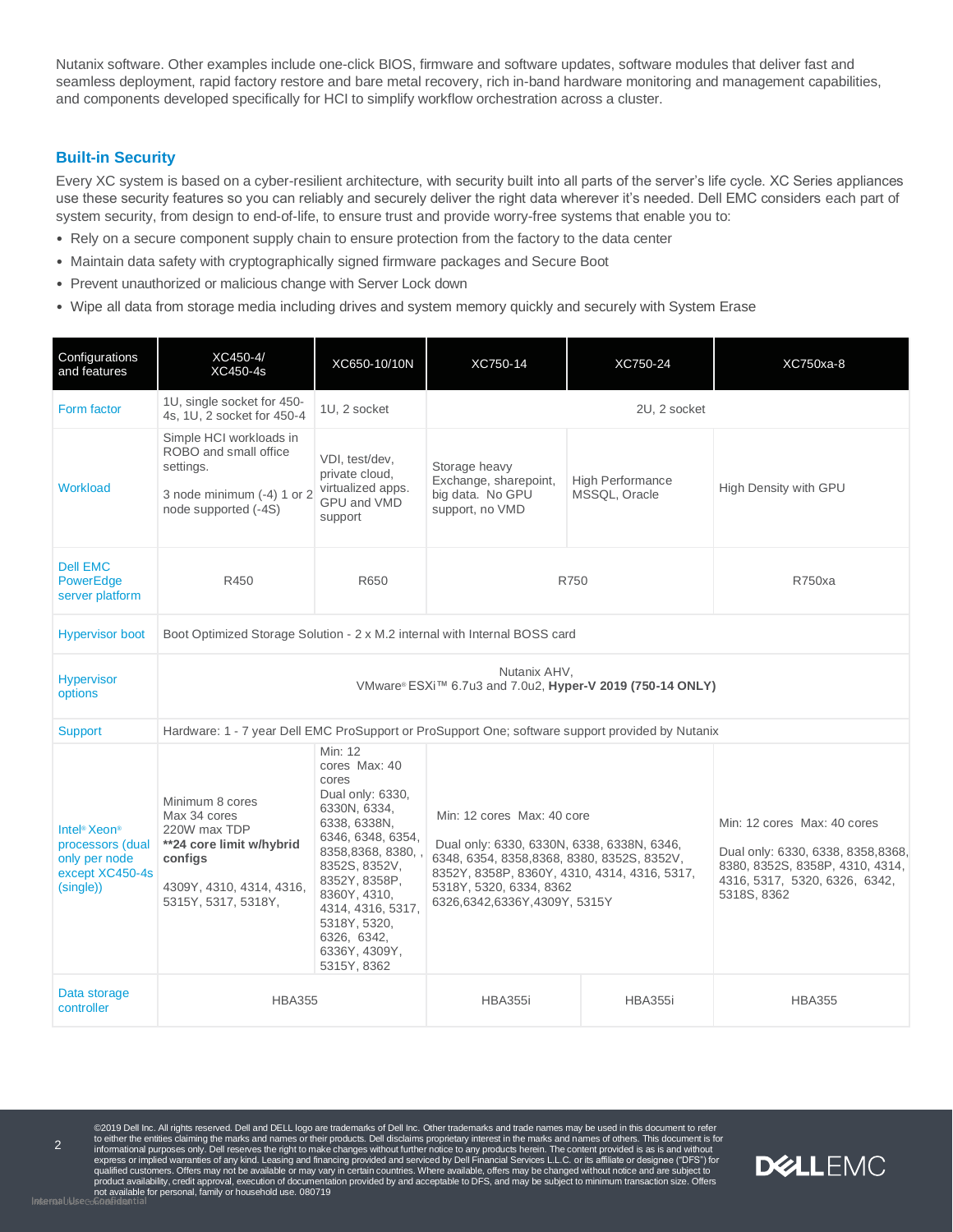Nutanix software. Other examples include one-click BIOS, firmware and software updates, software modules that deliver fast and seamless deployment, rapid factory restore and bare metal recovery, rich in-band hardware monitoring and management capabilities, and components developed specifically for HCI to simplify workflow orchestration across a cluster.

## Built-in Security

Every XC system is based on a cyber-resilient architecture, with security built into all parts of the server's life cycle. XC Series appliances use these security features so you can reliably and securely deliver the right data wherever it's needed. Dell EMC considers each part of system security, from design to end-of-life, to ensure trust and provide worry-free systems that enable you to:

- Rely on a secure component supply chain to ensure protection from the factory to the data center
- Maintain data safety with cryptographically signed firmware packages and Secure Boot
- Prevent unauthorized or malicious change with Server Lock down
- Wipe all data from storage media including drives and system memory quickly and securely with System Erase

| Configurations and features | XC450-4/ XC450-4s | XC650-10/10N | XC750-14 | XC750-24 | XC750xa-8 |
|---|---|---|---|---|---|
| Form factor | 1U, single socket for 450-4s, 1U, 2 socket for 450-4 | 1U, 2 socket | 2U, 2 socket | | |
| Workload | Simple HCI workloads in ROBO and small office settings.<br><br>3 node minimum (-4) 1 or 2 node supported (-4S) | VDI, test/dev, private cloud, virtualized apps. GPU and VMD support | Storage heavy Exchange, sharepoint, big data. No GPU support, no VMD | High Performance MSSQL, Oracle | High Density with GPU |
| Dell EMC PowerEdge server platform | R450 | R650 | R750 | | R750xa |
| Hypervisor boot | Boot Optimized Storage Solution - 2 x M.2 internal with Internal BOSS card | | | | |
| Hypervisor options | Nutanix AHV,<br>VMware® ESXi™ 6.7u3 and 7.0u2, **Hyper-V 2019 (750-14 ONLY)** | | | | |
| Support | Hardware: 1 - 7 year Dell EMC ProSupport or ProSupport One; software support provided by Nutanix | | | | |
| Intel® Xeon® processors (dual only per node except XC450-4s (single)) | Minimum 8 cores<br>Max 34 cores<br>220W max TDP<br>**\*\*24 core limit w/hybrid configs**<br><br>4309Y, 4310, 4314, 4316, 5315Y, 5317, 5318Y, | Min: 12 cores Max: 40 cores<br>Dual only: 6330, 6330N, 6334, 6338, 6338N, 6346, 6348, 6354, 8358,8368, 8380, , 8352S, 8352V, 8352Y, 8358P, 8360Y, 4310, 4314, 4316, 5317, 5318Y, 5320, 6326, 6342, 6336Y, 4309Y, 5315Y, 8362 | Min: 12 cores Max: 40 core<br><br>Dual only: 6330, 6330N, 6338, 6346, 6348, 6354, 8358,8368, 8380, 8352S, 8352V, 8352Y, 8358P, 8360Y, 4310, 4314, 4316, 5317, 5318Y, 5320, 6334, 8362 6326,6342,6336Y,4309Y, 5315Y | | Min: 12 cores Max: 40 cores<br><br>Dual only: 6330, 6338, 8358,8368, 8380, 8352S, 8358P, 4310, 4314, 4316, 5317, 5320, 6326, 6342, 5318S, 8362 |
| Data storage controller | HBA355 | | HBA355i | HBA355i | HBA355 |

©2019 Dell Inc. All rights reserved. Dell and DELL logo are trademarks of Dell Inc. Other trademarks and trade names may be used in this document to refer to either the entities claiming the marks and names or their products. Dell disclaims proprietary interest in the marks and names of others. This document is for informational purposes only. Dell reserves the right to make changes without further notice to any products herein. The content provided is as is and without express or implied warranties of any kind. Leasing and financing provided and serviced by Dell Financial Services L.L.C. or its affiliate or designee ("DFS") for qualified customers. Offers may not be available or may vary in certain countries. Where available, offers may be changed without notice and are subject to product availability, credit approval, execution of documentation provided by and acceptable to DFS, and may be subject to minimum transaction size. Offers not available for personal, family or household use. 080719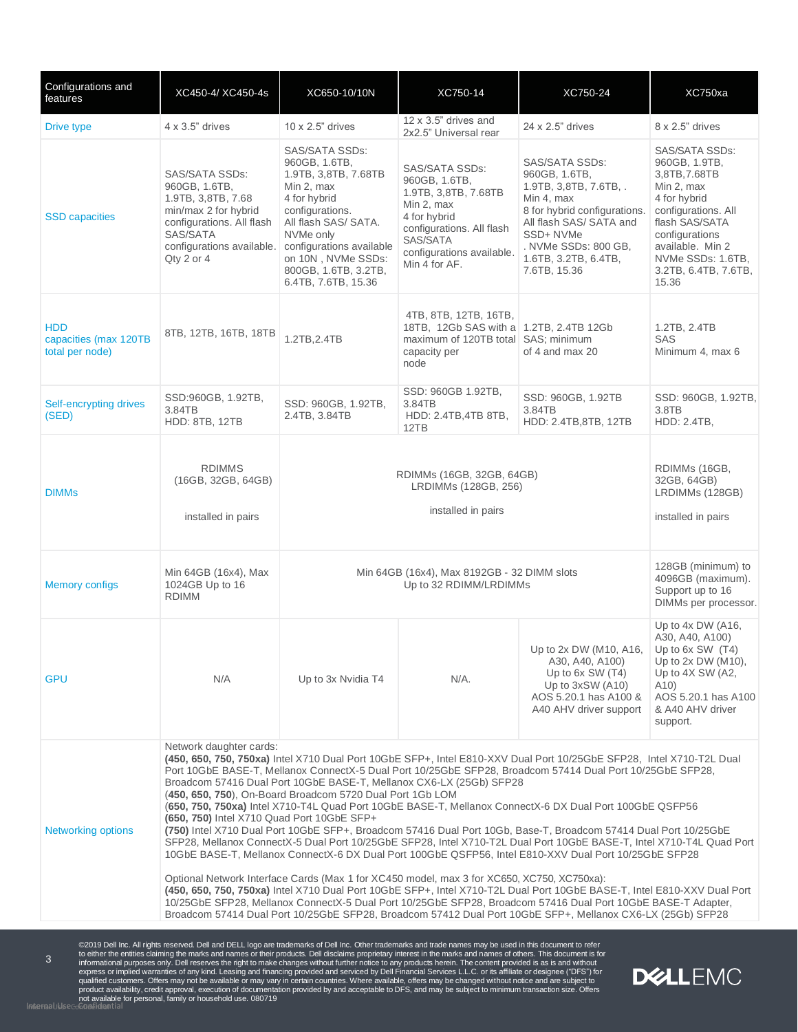| Configurations and features | XC450-4/ XC450-4s | XC650-10/10N | XC750-14 | XC750-24 | XC750xa |
|---|---|---|---|---|---|
| Drive type | 4 x 3.5" drives | 10 x 2.5" drives | 12 x 3.5" drives and 2x2.5" Universal rear | 24 x 2.5" drives | 8 x 2.5" drives |
| SSD capacities | SAS/SATA SSDs: 960GB, 1.6TB, 1.9TB, 3,8TB, 7.68 min/max 2 for hybrid configurations. All flash SAS/SATA configurations available. Qty 2 or 4 | SAS/SATA SSDs: 960GB, 1.6TB, 1.9TB, 3,8TB, 7.68TB Min 2, max 4 for hybrid configurations. All flash SAS/ SATA. NVMe only configurations available on 10N , NVMe SSDs: 800GB, 1.6TB, 3.2TB, 6.4TB, 7.6TB, 15.36 | SAS/SATA SSDs: 960GB, 1.6TB, 1.9TB, 3,8TB, 7.68TB Min 2, max 4 for hybrid configurations. All flash SAS/SATA configurations available. Min 4 for AF. | SAS/SATA SSDs: 960GB, 1.6TB, 1.9TB, 3,8TB, 7.6TB, . Min 4, max 8 for hybrid configurations. All flash SAS/ SATA and SSD+ NVMe . NVMe SSDs: 800 GB, 1.6TB, 3.2TB, 6.4TB, 7.6TB, 15.36 | SAS/SATA SSDs: 960GB, 1.9TB, 3,8TB,7.68TB Min 2, max 4 for hybrid configurations. All flash SAS/SATA configurations available. Min 2 NVMe SSDs: 1.6TB, 3.2TB, 6.4TB, 7.6TB, 15.36 |
| HDD capacities (max 120TB total per node) | 8TB, 12TB, 16TB, 18TB | 1.2TB,2.4TB | 4TB, 8TB, 12TB, 16TB, 18TB, 12Gb SAS with a maximum of 120TB total capacity per node | 1.2TB, 2.4TB 12Gb SAS; minimum of 4 and max 20 | 1.2TB, 2.4TB SAS Minimum 4, max 6 |
| Self-encrypting drives (SED) | SSD:960GB, 1.92TB, 3.84TB HDD: 8TB, 12TB | SSD: 960GB, 1.92TB, 2.4TB, 3.84TB | SSD: 960GB 1.92TB, 3.84TB HDD: 2.4TB,4TB 8TB, 12TB | SSD: 960GB, 1.92TB 3.84TB HDD: 2.4TB,8TB, 12TB | SSD: 960GB, 1.92TB, 3.8TB HDD: 2.4TB, |
| DIMMs | RDIMMS (16GB, 32GB, 64GB) installed in pairs | RDIMMs (16GB, 32GB, 64GB) LRDIMMs (128GB, 256) installed in pairs | | | RDIMMs (16GB, 32GB, 64GB) LRDIMMs (128GB) installed in pairs |
| Memory configs | Min 64GB (16x4), Max 1024GB Up to 16 RDIMM | Min 64GB (16x4), Max 8192GB - 32 DIMM slots Up to 32 RDIMM/LRDIMMs | | | 128GB (minimum) to 4096GB (maximum). Support up to 16 DIMMs per processor. |
| GPU | N/A | Up to 3x Nvidia T4 | N/A. | Up to 2x DW (M10, A16, A30, A40, A100) Up to 6x SW (T4) Up to 3xSW (A10) AOS 5.20.1 has A100 & A40 AHV driver support | Up to 4x DW (A16, A30, A40, A100) Up to 6x SW (T4) Up to 2x DW (M10), Up to 4X SW (A2, A10) AOS 5.20.1 has A100 & A40 AHV driver support. |
| Networking options | Network daughter cards: **(450, 650, 750, 750xa)** Intel X710 Dual Port 10GbE SFP+, Intel E810-XXV Dual Port 10/25GbE SFP28, Intel X710-T2L Dual Port 10GbE BASE-T, Mellanox ConnectX-5 Dual Port 10/25GbE SFP28, Broadcom 57414 Dual Port 10/25GbE SFP28, Broadcom 57416 Dual Port 10GbE BASE-T, Mellanox CX6-LX (25Gb) SFP28 (**450, 650, 750**), On-Board Broadcom 5720 Dual Port 1Gb LOM (**650, 750, 750xa)** Intel X710-T4L Quad Port 10GbE BASE-T, Mellanox ConnectX-6 DX Dual Port 100GbE QSFP56 **(650, 750)** Intel X710 Quad Port 10GbE SFP+ **(750)** Intel X710 Dual Port 10GbE SFP+, Broadcom 57416 Dual Port 10Gb, Base-T, Broadcom 57414 Dual Port 10/25GbE SFP28, Mellanox ConnectX-5 Dual Port 10/25GbE SFP28, Intel X710-T2L Dual Port 10GbE BASE-T, Intel X710-T4L Quad Port 10GbE BASE-T, Mellanox ConnectX-6 DX Dual Port 100GbE QSFP56, Intel E810-XXV Dual Port 10/25GbE SFP28<br><br>Optional Network Interface Cards (Max 1 for XC450 model, max 3 for XC650, XC750, XC750xa): **(450, 650, 750, 750xa)** Intel X710 Dual Port 10GbE SFP+, Intel X710-T2L Dual Port 10GbE BASE-T, Intel E810-XXV Dual Port 10/25GbE SFP28, Mellanox ConnectX-5 Dual Port 10/25GbE SFP28, Broadcom 57416 Dual Port 10GbE BASE-T Adapter, Broadcom 57414 Dual Port 10/25GbE SFP28, Broadcom 57412 Dual Port 10GbE SFP+, Mellanox CX6-LX (25Gb) SFP28 | | | | |

©2019 Dell Inc. All rights reserved. Dell and DELL logo are trademarks of Dell Inc. Other trademarks and trade names may be used in this document to refer to either the entities claiming the marks and names or their products. Dell disclaims proprietary interest in the marks and names of others. This document is for informational purposes only. Dell reserves the right to make changes without further notice to any products herein. The content provided is as is and without express or implied warranties of any kind. Leasing and financing provided and serviced by Dell Financial Services L.L.C. or its affiliate or designee ("DFS") for qualified customers. Offers may not be available or may vary in certain countries. Where available, offers may be changed without notice and are subject to product availability, credit approval, execution of documentation provided by and acceptable to DFS, and may be subject to minimum transaction size. Offers not available for personal, family or household use. 080719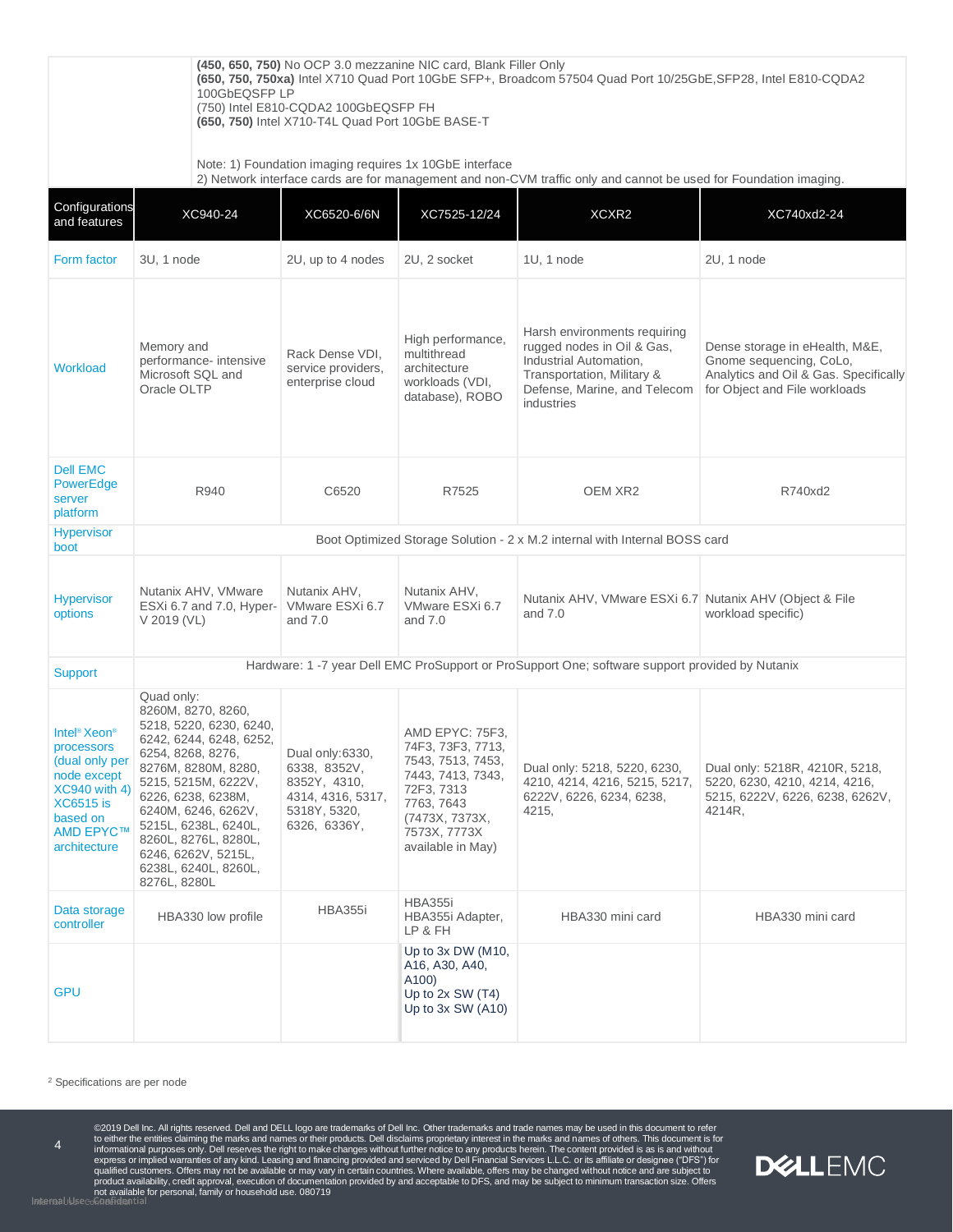| | |
|---|---|
| | **(450, 650, 750)** No OCP 3.0 mezzanine NIC card, Blank Filler Only<br>**(650, 750, 750xa)** Intel X710 Quad Port 10GbE SFP+, Broadcom 57504 Quad Port 10/25GbE,SFP28, Intel E810-CQDA2 100GbEQSFP LP<br>(750) Intel E810-CQDA2 100GbEQSFP FH<br>**(650, 750)** Intel X710-T4L Quad Port 10GbE BASE-T<br><br>Note: 1) Foundation imaging requires 1x 10GbE interface<br>2) Network interface cards are for management and non-CVM traffic only and cannot be used for Foundation imaging. |

| Configurations and features | XC940-24 | XC6520-6/6N | XC7525-12/24 | XCXR2 | XC740xd2-24 |
|---|---|---|---|---|---|
| Form factor | 3U, 1 node | 2U, up to 4 nodes | 2U, 2 socket | 1U, 1 node | 2U, 1 node |
| Workload | Memory and performance- intensive Microsoft SQL and Oracle OLTP | Rack Dense VDI, service providers, enterprise cloud | High performance, multithread architecture workloads (VDI, database), ROBO | Harsh environments requiring rugged nodes in Oil & Gas, Industrial Automation, Transportation, Military & Defense, Marine, and Telecom industries | Dense storage in eHealth, M&E, Gnome sequencing, CoLo, Analytics and Oil & Gas. Specifically for Object and File workloads |
| Dell EMC PowerEdge server platform | R940 | C6520 | R7525 | OEM XR2 | R740xd2 |
| Hypervisor boot | Boot Optimized Storage Solution - 2 x M.2 internal with Internal BOSS card | | | | |
| Hypervisor options | Nutanix AHV, VMware ESXi 6.7 and 7.0, Hyper-V 2019 (VL) | Nutanix AHV, VMware ESXi 6.7 and 7.0 | Nutanix AHV, VMware ESXi 6.7 and 7.0 | Nutanix AHV, VMware ESXi 6.7 and 7.0 | Nutanix AHV (Object & File workload specific) |
| Support | Hardware: 1 -7 year Dell EMC ProSupport or ProSupport One; software support provided by Nutanix | | | | |
| Intel® Xeon® processors (dual only per node except XC940 with 4) XC6515 is based on AMD EPYC™ architecture | Quad only: 8260M, 8270, 8260, 5218, 5220, 6230, 6240, 6242, 6244, 6248, 6252, 6254, 8268, 8276, 8276M, 8280M, 8280, 5215, 5215M, 6222V, 6226, 6238, 6238M, 6240M, 6246, 6262V, 5215L, 6238L, 6240L, 8260L, 8276L, 8280L, 6246, 6262V, 5215L, 6238L, 6240L, 8260L, 8276L, 8280L | Dual only:6330, 6338, 8352V, 8352Y, 4310, 4314, 4316, 5317, 5318Y, 5320, 6326, 6336Y, | AMD EPYC: 75F3, 74F3, 73F3, 7713, 7543, 7513, 7453, 7443, 7413, 7343, 72F3, 7313 7763, 7643 (7473X, 7373X, 7573X, 7773X available in May) | Dual only: 5218, 5220, 6230, 4210, 4214, 4216, 5215, 5217, 6222V, 6226, 6234, 6238, 4215, | Dual only: 5218R, 4210R, 5218, 5220, 6230, 4210, 4214, 4216, 5215, 6222V, 6226, 6238, 6262V, 4214R, |
| Data storage controller | HBA330 low profile | HBA355i | HBA355i<br>HBA355i Adapter, LP & FH | HBA330 mini card | HBA330 mini card |
| GPU | | | Up to 3x DW (M10, A16, A30, A40, A100)<br>Up to 2x SW (T4)<br>Up to 3x SW (A10) | | |

[2] Specifications are per node

©2019 Dell Inc. All rights reserved. Dell and DELL logo are trademarks of Dell Inc. Other trademarks and trade names may be used in this document to refer to either the entities claiming the marks and names or their products. Dell disclaims proprietary interest in the marks and names of others. This document is for informational purposes only. Dell reserves the right to make changes without further notice to any products herein. The content provided is as is and without express or implied warranties of any kind. Leasing and financing provided and serviced by Dell Financial Services L.L.C. or its affiliate or designee ("DFS") for qualified customers. Offers may not be available or may vary in certain countries. Where available, offers may be changed without notice and are subject to product availability, credit approval, execution of documentation provided by and acceptable to DFS, and may be subject to minimum transaction size. Offers not available for personal, family or household use. 080719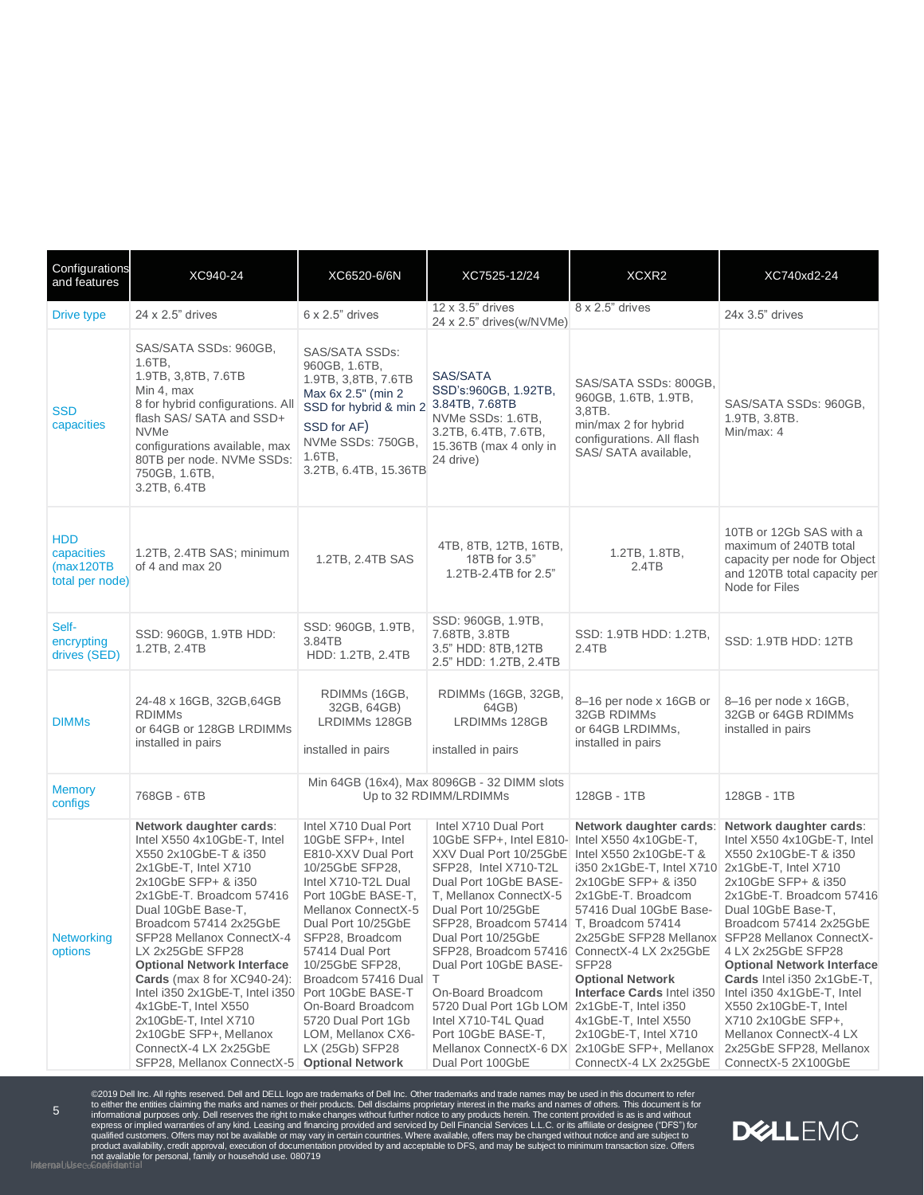| Configurations and features | XC940-24 | XC6520-6/6N | XC7525-12/24 | XCXR2 | XC740xd2-24 |
|---|---|---|---|---|---|
| Drive type | 24 x 2.5" drives | 6 x 2.5" drives | 12 x 3.5" drives<br>24 x 2.5" drives(w/NVMe) | 8 x 2.5" drives | 24x 3.5" drives |
| SSD capacities | SAS/SATA SSDs: 960GB, 1.6TB, 1.9TB, 3,8TB, 7.6TB<br>Min 4, max 8 for hybrid configurations. All flash SAS/ SATA and SSD+ NVMe configurations available, max 80TB per node. NVMe SSDs: 750GB, 1.6TB, 3.2TB, 6.4TB | SAS/SATA SSDs: 960GB, 1.6TB, 1.9TB, 3,8TB, 7.6TB<br>Max 6x 2.5" (min 2 SSD for hybrid & min 2 SSD for AF)<br>NVMe SSDs: 750GB, 1.6TB, 3.2TB, 6.4TB, 15.36TB | SAS/SATA SSD's:960GB, 1.92TB, 3.84TB, 7.68TB<br>NVMe SSDs: 1.6TB, 3.2TB, 6.4TB, 7.6TB, 15.36TB (max 4 only in 24 drive) | SAS/SATA SSDs: 800GB, 960GB, 1.6TB, 1.9TB, 3,8TB.<br>min/max 2 for hybrid configurations. All flash SAS/ SATA available, | SAS/SATA SSDs: 960GB, 1.9TB, 3.8TB.<br>Min/max: 4 |
| HDD capacities (max120TB total per node) | 1.2TB, 2.4TB SAS; minimum of 4 and max 20 | 1.2TB, 2.4TB SAS | 4TB, 8TB, 12TB, 16TB, 18TB for 3.5"<br>1.2TB-2.4TB for 2.5" | 1.2TB, 1.8TB, 2.4TB | 10TB or 12Gb SAS with a maximum of 240TB total capacity per node for Object and 120TB total capacity per Node for Files |
| Self-encrypting drives (SED) | SSD: 960GB, 1.9TB HDD: 1.2TB, 2.4TB | SSD: 960GB, 1.9TB, 3.84TB<br>HDD: 1.2TB, 2.4TB | SSD: 960GB, 1.9TB, 7.68TB, 3.8TB<br>3.5" HDD: 8TB,12TB<br>2.5" HDD: 1.2TB, 2.4TB | SSD: 1.9TB HDD: 1.2TB, 2.4TB | SSD: 1.9TB HDD: 12TB |
| DIMMs | 24-48 x 16GB, 32GB,64GB RDIMMs or 64GB or 128GB LRDIMMs installed in pairs | RDIMMs (16GB, 32GB, 64GB)<br>LRDIMMs 128GB<br>installed in pairs | RDIMMs (16GB, 32GB, 64GB)<br>LRDIMMs 128GB<br>installed in pairs | 8–16 per node x 16GB or 32GB RDIMMs or 64GB LRDIMMs, installed in pairs | 8–16 per node x 16GB, 32GB or 64GB RDIMMs installed in pairs |
| Memory configs | 768GB - 6TB | Min 64GB (16x4), Max 8096GB - 32 DIMM slots Up to 32 RDIMM/LRDIMMs | | 128GB - 1TB | 128GB - 1TB |
| Networking options | **Network daughter cards**: Intel X550 4x10GbE-T, Intel X550 2x10GbE-T & i350 2x1GbE-T, Intel X710 2x10GbE SFP+ & i350 2x1GbE-T. Broadcom 57416 Dual 10GbE Base-T, Broadcom 57414 2x25GbE SFP28 Mellanox ConnectX-4 LX 2x25GbE SFP28<br>**Optional Network Interface Cards** (max 8 for XC940-24): Intel i350 2x1GbE-T, Intel i350 4x1GbE-T, Intel X550 2x10GbE-T, Intel X710 2x10GbE SFP+, Mellanox ConnectX-4 LX 2x25GbE SFP28, Mellanox ConnectX-5 | Intel X710 Dual Port 10GbE SFP+, Intel E810-XXV Dual Port 10/25GbE SFP28, Intel X710-T2L Dual Port 10GbE BASE-T, Mellanox ConnectX-5 Dual Port 10/25GbE SFP28, Broadcom 57414 Dual Port 10/25GbE SFP28, Broadcom 57416 Dual Port 10GbE BASE-T On-Board Broadcom 5720 Dual Port 1Gb LOM, Mellanox CX6-LX (25Gb) SFP28<br>**Optional Network** | Intel X710 Dual Port 10GbE SFP+, Intel E810-XXV Dual Port 10/25GbE SFP28, Intel X710-T2L Dual Port 10GbE BASE-T, Mellanox ConnectX-5 Dual Port 10/25GbE SFP28, Broadcom 57414 Dual Port 10/25GbE SFP28, Broadcom 57416 Dual Port 10GbE BASE-T<br>On-Board Broadcom 5720 Dual Port 1Gb LOM Intel X710-T4L Quad Port 10GbE BASE-T, Mellanox ConnectX-6 DX Dual Port 100GbE | **Network daughter cards**: Intel X550 4x10GbE-T, Intel X550 2x10GbE-T & i350 2x1GbE-T, Intel X710 2x10GbE SFP+ & i350 2x1GbE-T. Broadcom 57416 Dual 10GbE Base-T, Broadcom 57414 2x25GbE SFP28 Mellanox ConnectX-4 LX 2x25GbE SFP28<br>**Optional Network Interface Cards** Intel i350 2x1GbE-T, Intel i350 4x1GbE-T, Intel X550 2x10GbE-T, Intel X710 2x10GbE SFP+, Mellanox ConnectX-4 LX 2x25GbE | **Network daughter cards**: Intel X550 4x10GbE-T, Intel X550 2x10GbE-T & i350 2x1GbE-T, Intel X710 2x10GbE SFP+ & i350 2x1GbE-T. Broadcom 57416 Dual 10GbE Base-T, Broadcom 57414 2x25GbE SFP28 Mellanox ConnectX-4 LX 2x25GbE SFP28<br>**Optional Network Interface Cards** Intel i350 2x1GbE-T, Intel i350 4x1GbE-T, Intel X550 2x10GbE-T, Intel X710 2x10GbE SFP+, Mellanox ConnectX-4 LX 2x25GbE SFP28, Mellanox ConnectX-5 2X100GbE |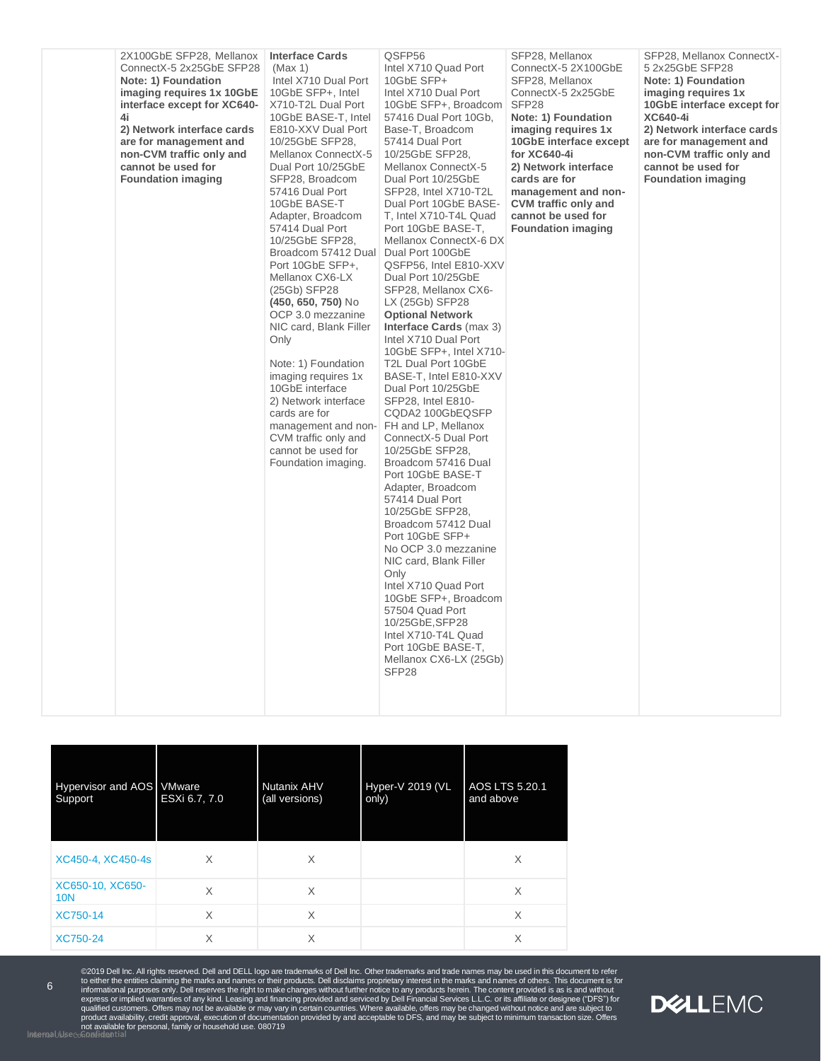| | | | | | |
|---|---|---|---|---|---|
| | 2X100GbE SFP28, Mellanox ConnectX-5 2x25GbE SFP28 **Note: 1) Foundation imaging requires 1x 10GbE interface except for XC640-4i** **2) Network interface cards are for management and non-CVM traffic only and cannot be used for Foundation imaging** | **Interface Cards** (Max 1) Intel X710 Dual Port 10GbE SFP+, Intel X710-T2L Dual Port 10GbE BASE-T, Intel E810-XXV Dual Port 10/25GbE SFP28, Mellanox ConnectX-5 Dual Port 10/25GbE SFP28, Broadcom 57416 Dual Port 10GbE BASE-T Adapter, Broadcom 57414 Dual Port 10/25GbE SFP28, Broadcom 57412 Dual Port 10GbE SFP+, Mellanox CX6-LX (25Gb) SFP28 **(450, 650, 750)** No OCP 3.0 mezzanine NIC card, Blank Filler Only<br><br>Note: 1) Foundation imaging requires 1x 10GbE interface 2) Network interface cards are for management and non-CVM traffic only and cannot be used for Foundation imaging. | QSFP56 Intel X710 Quad Port 10GbE SFP+ Intel X710 Dual Port 10GbE SFP+, Broadcom 57416 Dual Port 10Gb, Base-T, Broadcom 57414 Dual Port 10/25GbE SFP28, Mellanox ConnectX-5 Dual Port 10/25GbE SFP28, Intel X710-T2L Dual Port 10GbE BASE-T, Intel X710-T4L Quad Port 10GbE BASE-T, Mellanox ConnectX-6 DX Dual Port 100GbE QSFP56, Intel E810-XXV Dual Port 10/25GbE SFP28, Mellanox CX6-LX (25Gb) SFP28 **Optional Network Interface Cards** (max 3) Intel X710 Dual Port 10GbE SFP+, Intel X710-T2L Dual Port 10GbE BASE-T, Intel E810-XXV Dual Port 10/25GbE SFP28, Intel E810-CQDA2 100GbEQSFP FH and LP, Mellanox ConnectX-5 Dual Port 10/25GbE SFP28, Broadcom 57416 Dual Port 10GbE BASE-T Adapter, Broadcom 57414 Dual Port 10/25GbE SFP28, Broadcom 57412 Dual Port 10GbE SFP+ No OCP 3.0 mezzanine NIC card, Blank Filler Only Intel X710 Quad Port 10GbE SFP+, Broadcom 57504 Quad Port 10/25GbE,SFP28 Intel X710-T4L Quad Port 10GbE BASE-T, Mellanox CX6-LX (25Gb) SFP28 | SFP28, Mellanox ConnectX-5 2X100GbE SFP28, Mellanox ConnectX-5 2x25GbE SFP28 **Note: 1) Foundation imaging requires 1x 10GbE interface except for XC640-4i** **2) Network interface cards are for management and non-CVM traffic only and cannot be used for Foundation imaging** | SFP28, Mellanox ConnectX-5 2x25GbE SFP28 **Note: 1) Foundation imaging requires 1x 10GbE interface except for XC640-4i** **2) Network interface cards are for management and non-CVM traffic only and cannot be used for Foundation imaging** |

| Hypervisor and AOS Support | VMware ESXi 6.7, 7.0 | Nutanix AHV (all versions) | Hyper-V 2019 (VL only) | AOS LTS 5.20.1 and above |
|---|---|---|---|---|
| XC450-4, XC450-4s | X | X | | X |
| XC650-10, XC650-10N | X | X | | X |
| XC750-14 | X | X | | X |
| XC750-24 | X | X | | X |

©2019 Dell Inc. All rights reserved. Dell and DELL logo are trademarks of Dell Inc. Other trademarks and trade names may be used in this document to refer to either the entities claiming the marks and names or their products. Dell disclaims proprietary interest in the marks and names of others. This document is for informational purposes only. Dell reserves the right to make changes without further notice to any products herein. The content provided is as is and without express or implied warranties of any kind. Leasing and financing provided and serviced by Dell Financial Services L.L.C. or its affiliate or designee ("DFS") for qualified customers. Offers may not be available or may vary in certain countries. Where available, offers may be changed without notice and are subject to product availability, credit approval, execution of documentation provided by and acceptable to DFS, and may be subject to minimum transaction size. Offers not available for personal, family or household use. 080719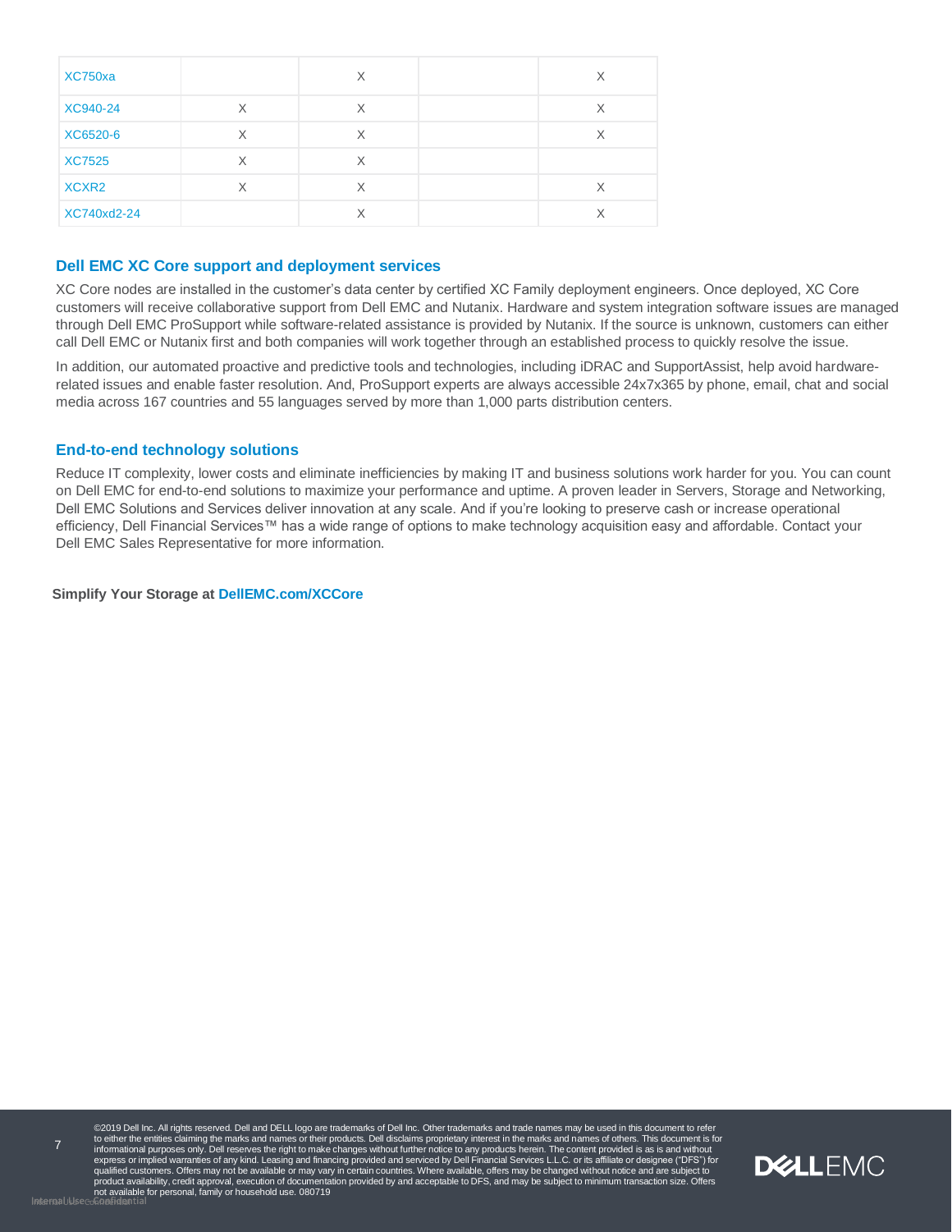| | | | | |
|---|---|---|---|---|
| XC750xa | | X | | X |
| XC940-24 | X | X | | X |
| XC6520-6 | X | X | | X |
| XC7525 | X | X | | |
| XCXR2 | X | X | | X |
| XC740xd2-24 | | X | | X |

### Dell EMC XC Core support and deployment services

XC Core nodes are installed in the customer's data center by certified XC Family deployment engineers. Once deployed, XC Core customers will receive collaborative support from Dell EMC and Nutanix. Hardware and system integration software issues are managed through Dell EMC ProSupport while software-related assistance is provided by Nutanix. If the source is unknown, customers can either call Dell EMC or Nutanix first and both companies will work together through an established process to quickly resolve the issue.

In addition, our automated proactive and predictive tools and technologies, including iDRAC and SupportAssist, help avoid hardware-related issues and enable faster resolution. And, ProSupport experts are always accessible 24x7x365 by phone, email, chat and social media across 167 countries and 55 languages served by more than 1,000 parts distribution centers.

### End-to-end technology solutions

Reduce IT complexity, lower costs and eliminate inefficiencies by making IT and business solutions work harder for you. You can count on Dell EMC for end-to-end solutions to maximize your performance and uptime. A proven leader in Servers, Storage and Networking, Dell EMC Solutions and Services deliver innovation at any scale. And if you're looking to preserve cash or increase operational efficiency, Dell Financial Services™ has a wide range of options to make technology acquisition easy and affordable. Contact your Dell EMC Sales Representative for more information.

**Simplify Your Storage at DellEMC.com/XCCore**

©2019 Dell Inc. All rights reserved. Dell and DELL logo are trademarks of Dell Inc. Other trademarks and trade names may be used in this document to refer to either the entities claiming the marks and names or their products. Dell disclaims proprietary interest in the marks and names of others. This document is for informational purposes only. Dell reserves the right to make changes without further notice to any products herein. The content provided is as is and without express or implied warranties of any kind. Leasing and financing provided and serviced by Dell Financial Services L.L.C. or its affiliate or designee ("DFS") for qualified customers. Offers may not be available or may vary in certain countries. Where available, offers may be changed without notice and are subject to product availability, credit approval, execution of documentation provided by and acceptable to DFS, and may be subject to minimum transaction size. Offers not available for personal, family or household use. 080719

Internal Use - Confidential